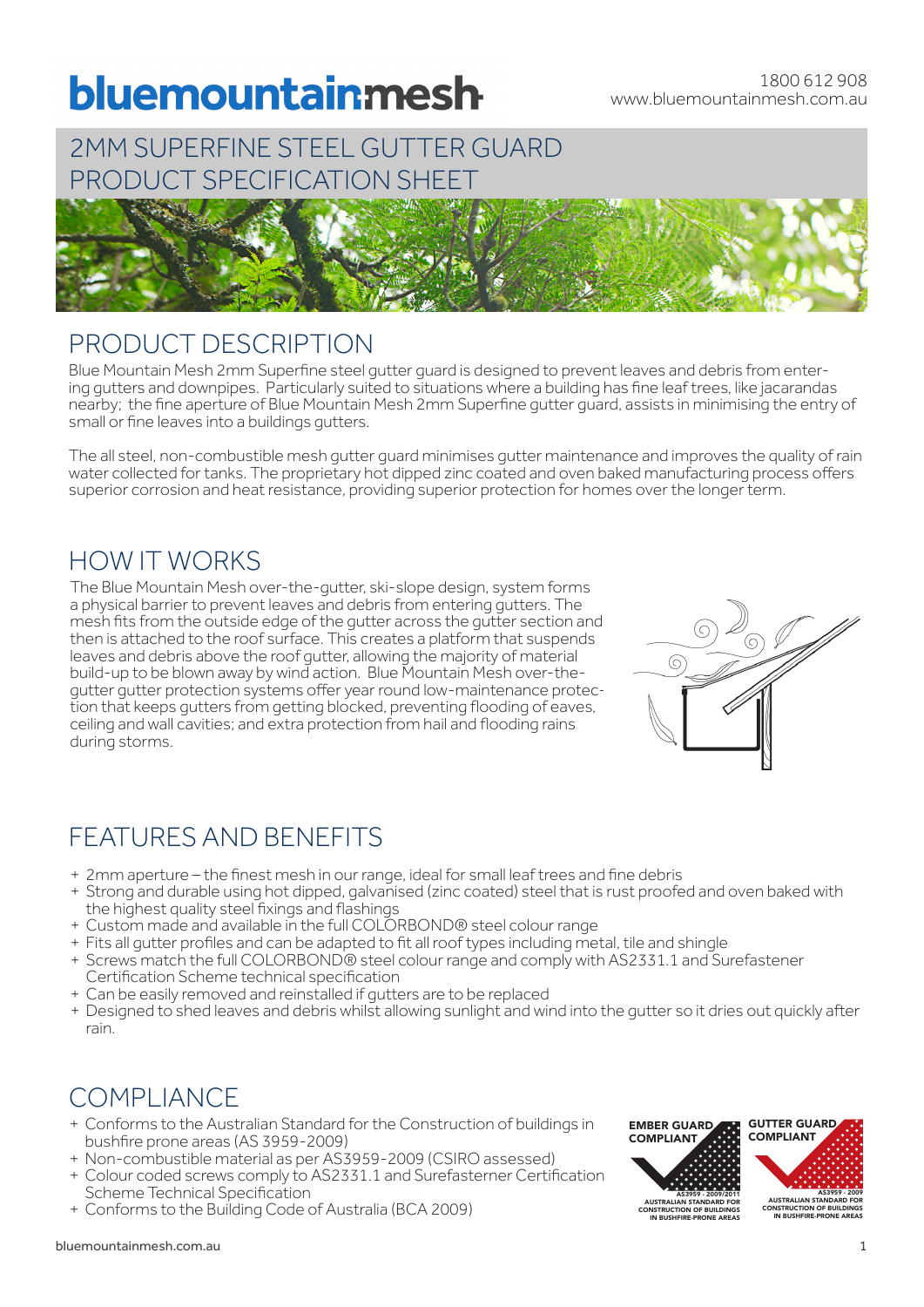# bluemountainmesh

1800 612 908
www.bluemountainmesh.com.au

# 2MM SUPERFINE STEEL GUTTER GUARD PRODUCT SPECIFICATION SHEET

## PRODUCT DESCRIPTION

Blue Mountain Mesh 2mm Superfine steel gutter guard is designed to prevent leaves and debris from entering gutters and downpipes. Particularly suited to situations where a building has fine leaf trees, like jacarandas nearby; the fine aperture of Blue Mountain Mesh 2mm Superfine gutter guard, assists in minimising the entry of small or fine leaves into a buildings gutters.

The all steel, non-combustible mesh gutter guard minimises gutter maintenance and improves the quality of rain water collected for tanks. The proprietary hot dipped zinc coated and oven baked manufacturing process offers superior corrosion and heat resistance, providing superior protection for homes over the longer term.

## HOW IT WORKS

The Blue Mountain Mesh over-the-gutter, ski-slope design, system forms a physical barrier to prevent leaves and debris from entering gutters. The mesh fits from the outside edge of the gutter across the gutter section and then is attached to the roof surface. This creates a platform that suspends leaves and debris above the roof gutter, allowing the majority of material build-up to be blown away by wind action. Blue Mountain Mesh over-the-gutter gutter protection systems offer year round low-maintenance protection that keeps gutters from getting blocked, preventing flooding of eaves, ceiling and wall cavities; and extra protection from hail and flooding rains during storms.

## FEATURES AND BENEFITS

+ 2mm aperture – the finest mesh in our range, ideal for small leaf trees and fine debris
+ Strong and durable using hot dipped, galvanised (zinc coated) steel that is rust proofed and oven baked with the highest quality steel fixings and flashings
+ Custom made and available in the full COLORBOND® steel colour range
+ Fits all gutter profiles and can be adapted to fit all roof types including metal, tile and shingle
+ Screws match the full COLORBOND® steel colour range and comply with AS2331.1 and Surefastener Certification Scheme technical specification
+ Can be easily removed and reinstalled if gutters are to be replaced
+ Designed to shed leaves and debris whilst allowing sunlight and wind into the gutter so it dries out quickly after rain.

## COMPLIANCE

+ Conforms to the Australian Standard for the Construction of buildings in bushfire prone areas (AS 3959-2009)
+ Non-combustible material as per AS3959-2009 (CSIRO assessed)
+ Colour coded screws comply to AS2331.1 and Surefasterner Certification Scheme Technical Specification
+ Conforms to the Building Code of Australia (BCA 2009)

EMBER GUARD COMPLIANT – AS3959 - 2009/2011 AUSTRALIAN STANDARD FOR CONSTRUCTION OF BUILDINGS IN BUSHFIRE-PRONE AREAS

GUTTER GUARD COMPLIANT – AS3959 - 2009 AUSTRALIAN STANDARD FOR CONSTRUCTION OF BUILDINGS IN BUSHFIRE-PRONE AREAS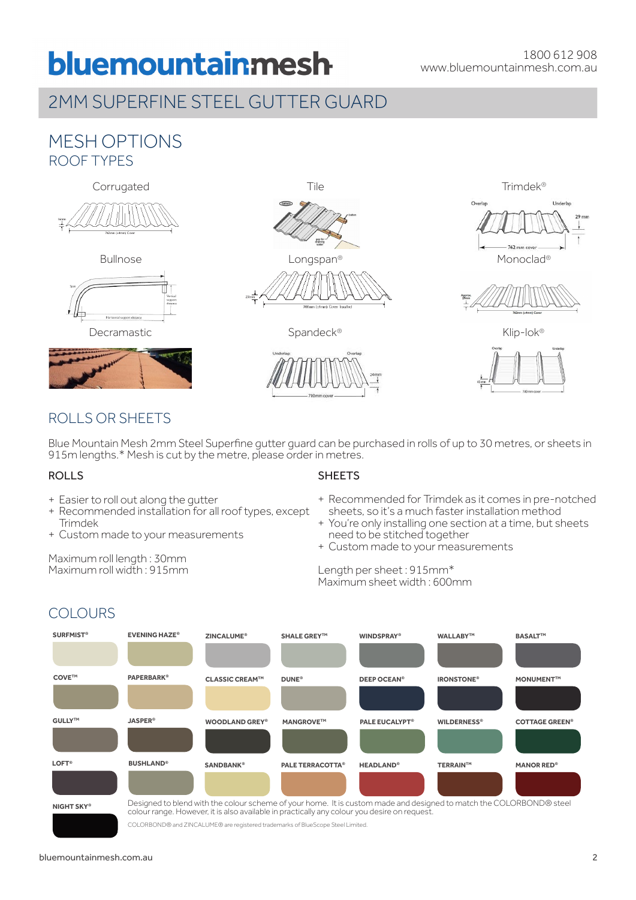# bluemountainmesh

1800 612 908
www.bluemountainmesh.com.au

## 2MM SUPERFINE STEEL GUTTER GUARD

## MESH OPTIONS

### ROOF TYPES

Corrugated

Tile

Trimdek®

Bullnose

Longspan®

Monoclad®

Decramastic

Spandeck®

Klip-lok®

## ROLLS OR SHEETS

Blue Mountain Mesh 2mm Steel Superfine gutter guard can be purchased in rolls of up to 30 metres, or sheets in 915m lengths.* Mesh is cut by the metre, please order in metres.

### ROLLS

+ Easier to roll out along the gutter
+ Recommended installation for all roof types, except Trimdek
+ Custom made to your measurements

Maximum roll length : 30mm
Maximum roll width : 915mm

### SHEETS

+ Recommended for Trimdek as it comes in pre-notched sheets, so it's a much faster installation method
+ You're only installing one section at a time, but sheets need to be stitched together
+ Custom made to your measurements

Length per sheet : 915mm*
Maximum sheet width : 600mm

## COLOURS

SURFMIST®, EVENING HAZE®, ZINCALUME®, SHALE GREY™, WINDSPRAY®, WALLABY™, BASALT™

COVE™, PAPERBARK®, CLASSIC CREAM™, DUNE®, DEEP OCEAN®, IRONSTONE®, MONUMENT™

GULLY™, JASPER®, WOODLAND GREY®, MANGROVE™, PALE EUCALYPT®, WILDERNESS®, COTTAGE GREEN®

LOFT®, BUSHLAND®, SANDBANK®, PALE TERRACOTTA®, HEADLAND®, TERRAIN™, MANOR RED®

NIGHT SKY®

Designed to blend with the colour scheme of your home. It is custom made and designed to match the COLORBOND® steel colour range. However, it is also available in practically any colour you desire on request.

COLORBOND® and ZINCALUME® are registered trademarks of BlueScope Steel Limited.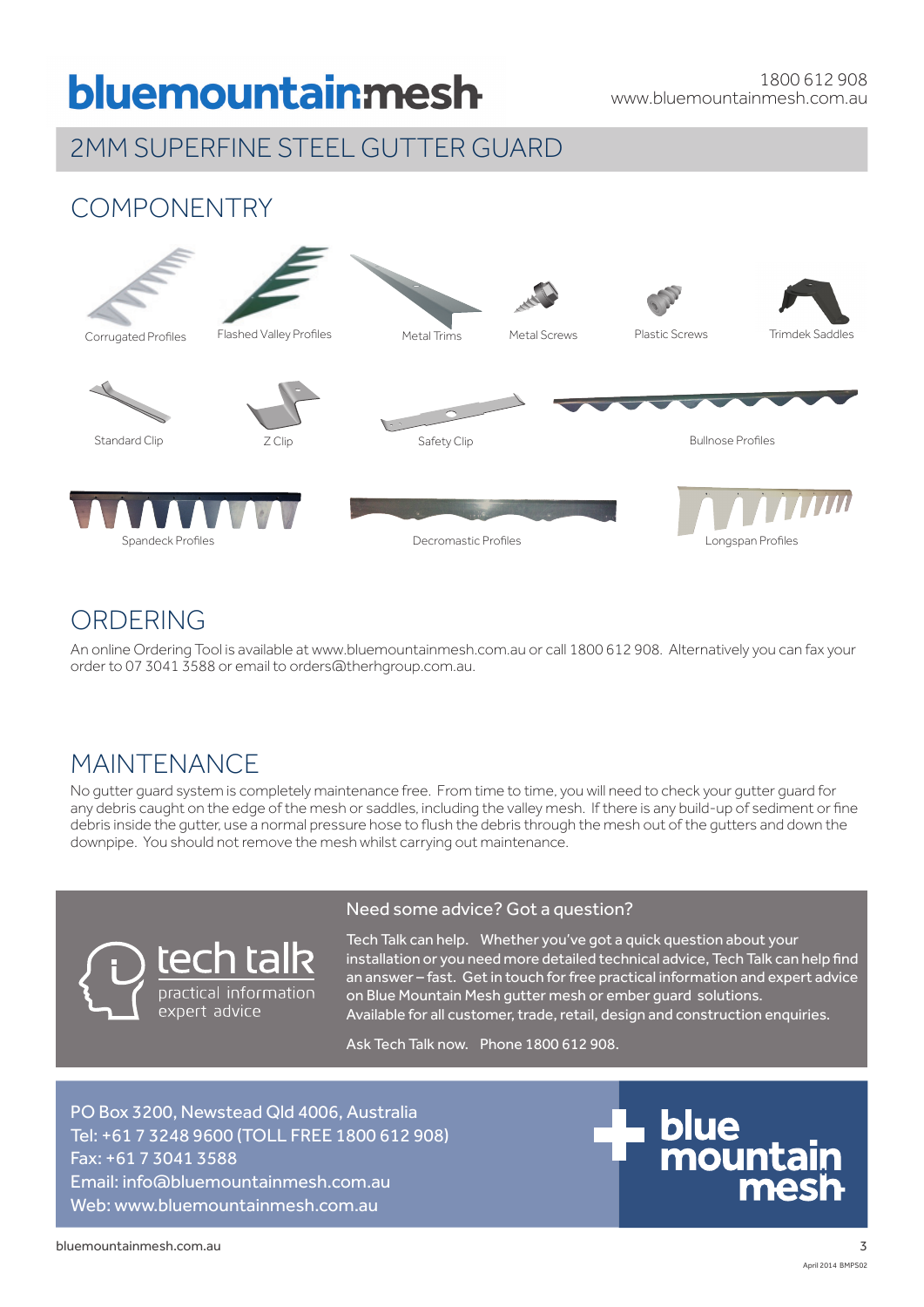# bluemountainmesh

1800 612 908
www.bluemountainmesh.com.au

## 2MM SUPERFINE STEEL GUTTER GUARD

## COMPONENTRY

Corrugated Profiles

Flashed Valley Profiles

Metal Trims

Metal Screws

Plastic Screws

Trimdek Saddles

Standard Clip

Z Clip

Safety Clip

Bullnose Profiles

Spandeck Profiles

Decromastic Profiles

Longspan Profiles

## ORDERING

An online Ordering Tool is available at www.bluemountainmesh.com.au or call 1800 612 908. Alternatively you can fax your order to 07 3041 3588 or email to orders@therhgroup.com.au.

## MAINTENANCE

No gutter guard system is completely maintenance free. From time to time, you will need to check your gutter guard for any debris caught on the edge of the mesh or saddles, including the valley mesh. If there is any build-up of sediment or fine debris inside the gutter, use a normal pressure hose to flush the debris through the mesh out of the gutters and down the downpipe. You should not remove the mesh whilst carrying out maintenance.

tech talk
practical information
expert advice

### Need some advice? Got a question?

Tech Talk can help. Whether you've got a quick question about your installation or you need more detailed technical advice, Tech Talk can help find an answer – fast. Get in touch for free practical information and expert advice on Blue Mountain Mesh gutter mesh or ember guard solutions.
Available for all customer, trade, retail, design and construction enquiries.

Ask Tech Talk now. Phone 1800 612 908.

PO Box 3200, Newstead Qld 4006, Australia
Tel: +61 7 3248 9600 (TOLL FREE 1800 612 908)
Fax: +61 7 3041 3588
Email: info@bluemountainmesh.com.au
Web: www.bluemountainmesh.com.au

blue mountain mesh

April 2014 BMPS02